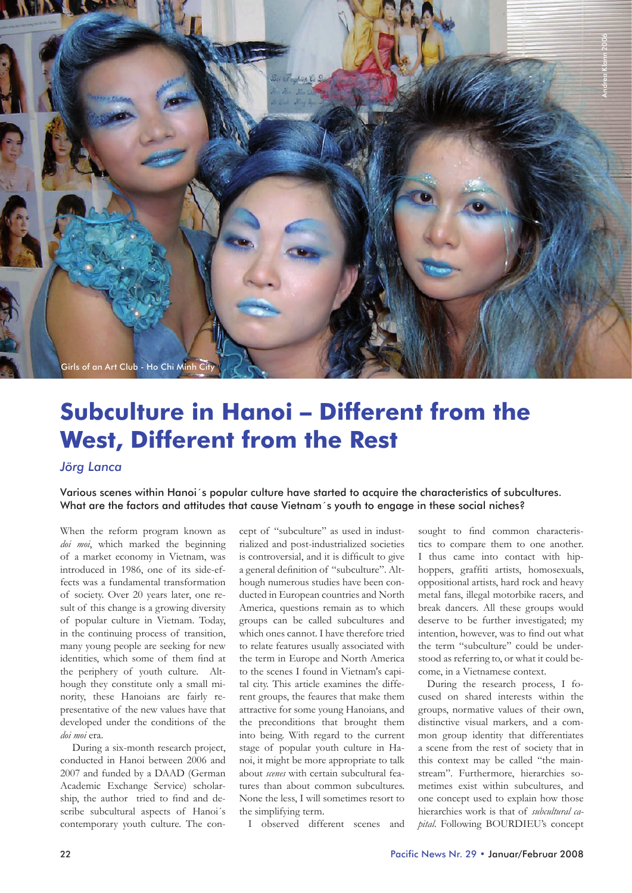Girls of an Art Club - Ho Chi Minh City

# Subculture in Hanoi – Different from the West, Different from the Rest

*Jörg Lanca*

Various scenes within Hanoi´s popular culture have started to acquire the characteristics of subcultures. What are the factors and attitudes that cause Vietnam´s youth to engage in these social niches?

When the reform program known as *doi moi*, which marked the beginning of a market economy in Vietnam, was introduced in 1986, one of its side-effects was a fundamental transformation of society. Over 20 years later, one result of this change is a growing diversity of popular culture in Vietnam. Today, in the continuing process of transition, many young people are seeking for new identities, which some of them find at the periphery of youth culture. Although they constitute only a small minority, these Hanoians are fairly representative of the new values have that developed under the conditions of the *doi moi* era.

During a six-month research project, conducted in Hanoi between 2006 and 2007 and funded by a DAAD (German Academic Exchange Service) scholarship, the author tried to find and describe subcultural aspects of Hanoi´s contemporary youth culture. The concept of "subculture" as used in industrialized and post-industrialized societies is controversial, and it is difficult to give a general definition of "subculture". Although numerous studies have been conducted in European countries and North America, questions remain as to which groups can be called subcultures and which ones cannot. I have therefore tried to relate features usually associated with the term in Europe and North America to the scenes I found in Vietnam's capital city. This article examines the different groups, the feaures that make them attractive for some young Hanoians, and the preconditions that brought them into being. With regard to the current stage of popular youth culture in Hanoi, it might be more appropriate to talk about *scenes* with certain subcultural features than about common subcultures. None the less, I will sometimes resort to the simplifying term.

I observed different scenes and sought to find common characteristics to compare them to one another. I thus came into contact with hip-hoppers, graffiti artists, homosexuals, oppositional artists, hard rock and heavy metal fans, illegal motorbike racers, and break dancers. All these groups would deserve to be further investigated; my intention, however, was to find out what the term "subculture" could be understood as referring to, or what it could become, in a Vietnamese context.

During the research process, I focused on shared interests within the groups, normative values of their own, distinctive visual markers, and a common group identity that differentiates a scene from the rest of society that in this context may be called "the mainstream". Furthermore, hierarchies sometimes exist within subcultures, and one concept used to explain how those hierarchies work is that of *subcultural capital*. Following BOURDIEU's concept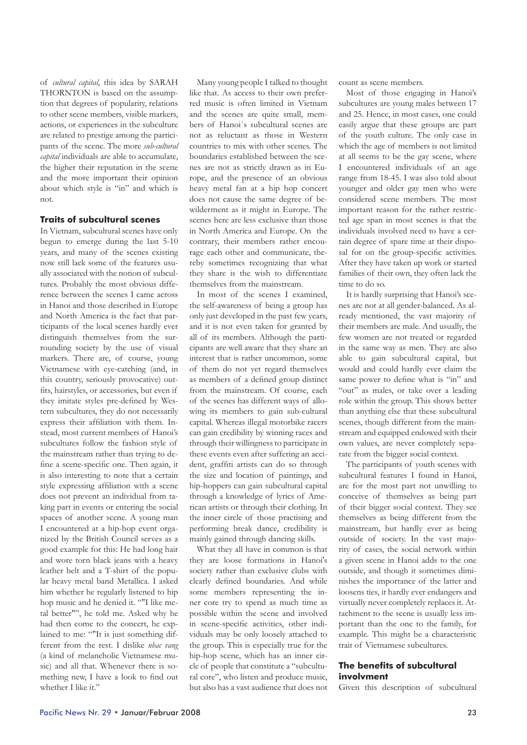of *cultural capital*, this idea by SARAH THORNTON is based on the assumption that degrees of popularity, relations to other scene members, visible markers, actions, or experiences in the subculture are related to prestige among the participants of the scene. The more *sub-cultural capital* individuals are able to accumulate, the higher their reputation in the scene and the more important their opinion about which style is "in" and which is not.

### Traits of subcultural scenes

In Vietnam, subcultural scenes have only begun to emerge during the last 5-10 years, and many of the scenes existing now still lack some of the features usually associated with the notion of subcultures. Probably the most obvious difference between the scenes I came across in Hanoi and those described in Europe and North America is the fact that participants of the local scenes hardly ever distinguish themselves from the surrounding society by the use of visual markers. There are, of course, young Vietnamese with eye-catching (and, in this country, seriously provocative) outfits, hairstyles, or accessories, but even if they imitate styles pre-defined by Western subcultures, they do not necessarily express their affiliation with them. Instead, most current members of Hanoi's subcultures follow the fashion style of the mainstream rather than trying to define a scene-specific one. Then again, it is also interesting to note that a certain style expressing affiliation with a scene does not prevent an individual from taking part in events or entering the social spaces of another scene. A young man I encountered at a hip-hop event organized by the British Council serves as a good example for this: He had long hair and wore torn black jeans with a heavy leather belt and a T-shirt of the popular heavy metal band Metallica. I asked him whether he regularly listened to hip hop music and he denied it. ""I like metal better"", he told me. Asked why he had then come to the concert, he explained to me: ""It is just something different from the rest. I dislike *nhac vang* (a kind of melancholic Vietnamese music) and all that. Whenever there is something new, I have a look to find out whether I like it."

Many young people I talked to thought like that. As access to their own preferred music is often limited in Vietnam and the scenes are quite small, members of Hanoi´s subcultural scenes are not as reluctant as those in Western countries to mix with other scenes. The boundaries established between the scenes are not as strictly drawn as in Europe, and the presence of an obvious heavy metal fan at a hip hop concert does not cause the same degree of bewilderment as it might in Europe. The scenes here are less exclusive than those in North America and Europe. On the contrary, their members rather encourage each other and communicate, thereby sometimes recognizing that what they share is the wish to differentiate themselves from the mainstream.

In most of the scenes I examined, the self-awareness of being a group has only just developed in the past few years, and it is not even taken for granted by all of its members. Although the participants are well aware that they share an interest that is rather uncommon, some of them do not yet regard themselves as members of a defined group distinct from the mainstream. Of course, each of the scenes has different ways of allowing its members to gain sub-cultural capital. Whereas illegal motorbike racers can gain credibility by winning races and through their willingness to participate in these events even after suffering an accident, graffiti artists can do so through the size and location of paintings, and hip-hoppers can gain subcultural capital through a knowledge of lyrics of American artists or through their clothing. In the inner circle of those practising and performing break dance, credibility is mainly gained through dancing skills.

What they all have in common is that they are loose formations in Hanoi's society rather than exclusive clubs with clearly defined boundaries. And while some members representing the inner core try to spend as much time as possible within the scene and involved in scene-specific activities, other individuals may be only loosely attached to the group. This is especially true for the hip-hop scene, which has an inner circle of people that constitute a "subcultural core", who listen and produce music, but also has a vast audience that does not count as scene members.

Most of those engaging in Hanoi's subcultures are young males between 17 and 25. Hence, in most cases, one could easily argue that these groups are part of the youth culture. The only case in which the age of members is not limited at all seems to be the gay scene, where I encountered individuals of an age range from 18-45. I was also told about younger and older gay men who were considered scene members. The most important reason for the rather restricted age span in most scenes is that the individuals involved need to have a certain degree of spare time at their disposal for on the group-specific activities. After they have taken up work or started families of their own, they often lack the time to do so.

It is hardly surprising that Hanoi's scenes are not at all gender-balanced. As already mentioned, the vast majority of their members are male. And usually, the few women are not treated or regarded in the same way as men. They are also able to gain subcultural capital, but would and could hardly ever claim the same power to define what is "in" and "out" as males, or take over a leading role within the group. This shows better than anything else that these subcultural scenes, though different from the mainstream and equipped endowed with their own values, are never completely separate from the bigger social context.

The participants of youth scenes with subcultural features I found in Hanoi, are for the most part not unwilling to conceive of themselves as being part of their bigger social context. They see themselves as being different from the mainstream, but hardly ever as being outside of society. In the vast majority of cases, the social network within a given scene in Hanoi adds to the one outside, and though it sometimes diminishes the importance of the latter and loosens ties, it hardly ever endangers and virtually never completely replaces it. Attachment to the scene is usually less important than the one to the family, for example. This might be a characteristic trait of Vietnamese subcultures.

### The benefits of subcultural involvment

Given this description of subcultural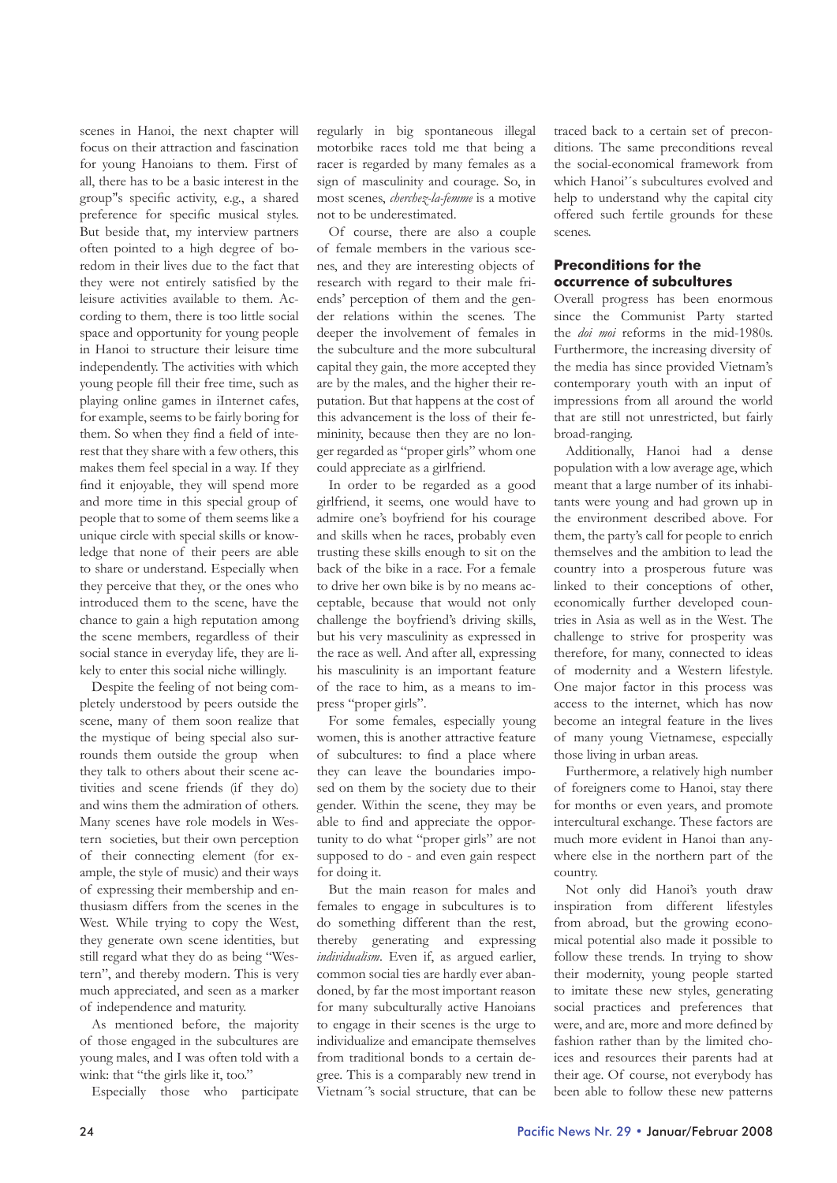scenes in Hanoi, the next chapter will focus on their attraction and fascination for young Hanoians to them. First of all, there has to be a basic interest in the group"s specific activity, e.g., a shared preference for specific musical styles. But beside that, my interview partners often pointed to a high degree of boredom in their lives due to the fact that they were not entirely satisfied by the leisure activities available to them. According to them, there is too little social space and opportunity for young people in Hanoi to structure their leisure time independently. The activities with which young people fill their free time, such as playing online games in iInternet cafes, for example, seems to be fairly boring for them. So when they find a field of interest that they share with a few others, this makes them feel special in a way. If they find it enjoyable, they will spend more and more time in this special group of people that to some of them seems like a unique circle with special skills or knowledge that none of their peers are able to share or understand. Especially when they perceive that they, or the ones who introduced them to the scene, have the chance to gain a high reputation among the scene members, regardless of their social stance in everyday life, they are likely to enter this social niche willingly.

Despite the feeling of not being completely understood by peers outside the scene, many of them soon realize that the mystique of being special also surrounds them outside the group when they talk to others about their scene activities and scene friends (if they do) and wins them the admiration of others. Many scenes have role models in Western societies, but their own perception of their connecting element (for example, the style of music) and their ways of expressing their membership and enthusiasm differs from the scenes in the West. While trying to copy the West, they generate own scene identities, but still regard what they do as being "Western", and thereby modern. This is very much appreciated, and seen as a marker of independence and maturity.

As mentioned before, the majority of those engaged in the subcultures are young males, and I was often told with a wink: that "the girls like it, too."

Especially those who participate regularly in big spontaneous illegal motorbike races told me that being a racer is regarded by many females as a sign of masculinity and courage. So, in most scenes, *cherchez-la-femme* is a motive not to be underestimated.

Of course, there are also a couple of female members in the various scenes, and they are interesting objects of research with regard to their male friends' perception of them and the gender relations within the scenes. The deeper the involvement of females in the subculture and the more subcultural capital they gain, the more accepted they are by the males, and the higher their reputation. But that happens at the cost of this advancement is the loss of their femininity, because then they are no longer regarded as "proper girls" whom one could appreciate as a girlfriend.

In order to be regarded as a good girlfriend, it seems, one would have to admire one's boyfriend for his courage and skills when he races, probably even trusting these skills enough to sit on the back of the bike in a race. For a female to drive her own bike is by no means acceptable, because that would not only challenge the boyfriend's driving skills, but his very masculinity as expressed in the race as well. And after all, expressing his masculinity is an important feature of the race to him, as a means to impress "proper girls".

For some females, especially young women, this is another attractive feature of subcultures: to find a place where they can leave the boundaries imposed on them by the society due to their gender. Within the scene, they may be able to find and appreciate the opportunity to do what "proper girls" are not supposed to do - and even gain respect for doing it.

But the main reason for males and females to engage in subcultures is to do something different than the rest, thereby generating and expressing *individualism*. Even if, as argued earlier, common social ties are hardly ever abandoned, by far the most important reason for many subculturally active Hanoians to engage in their scenes is the urge to individualize and emancipate themselves from traditional bonds to a certain degree. This is a comparably new trend in Vietnam´'s social structure, that can be traced back to a certain set of preconditions. The same preconditions reveal the social-economical framework from which Hanoi'´s subcultures evolved and help to understand why the capital city offered such fertile grounds for these scenes.

## Preconditions for the occurrence of subcultures

Overall progress has been enormous since the Communist Party started the *doi moi* reforms in the mid-1980s. Furthermore, the increasing diversity of the media has since provided Vietnam's contemporary youth with an input of impressions from all around the world that are still not unrestricted, but fairly broad-ranging.

Additionally, Hanoi had a dense population with a low average age, which meant that a large number of its inhabitants were young and had grown up in the environment described above. For them, the party's call for people to enrich themselves and the ambition to lead the country into a prosperous future was linked to their conceptions of other, economically further developed countries in Asia as well as in the West. The challenge to strive for prosperity was therefore, for many, connected to ideas of modernity and a Western lifestyle. One major factor in this process was access to the internet, which has now become an integral feature in the lives of many young Vietnamese, especially those living in urban areas.

Furthermore, a relatively high number of foreigners come to Hanoi, stay there for months or even years, and promote intercultural exchange. These factors are much more evident in Hanoi than anywhere else in the northern part of the country.

Not only did Hanoi's youth draw inspiration from different lifestyles from abroad, but the growing economical potential also made it possible to follow these trends. In trying to show their modernity, young people started to imitate these new styles, generating social practices and preferences that were, and are, more and more defined by fashion rather than by the limited choices and resources their parents had at their age. Of course, not everybody has been able to follow these new patterns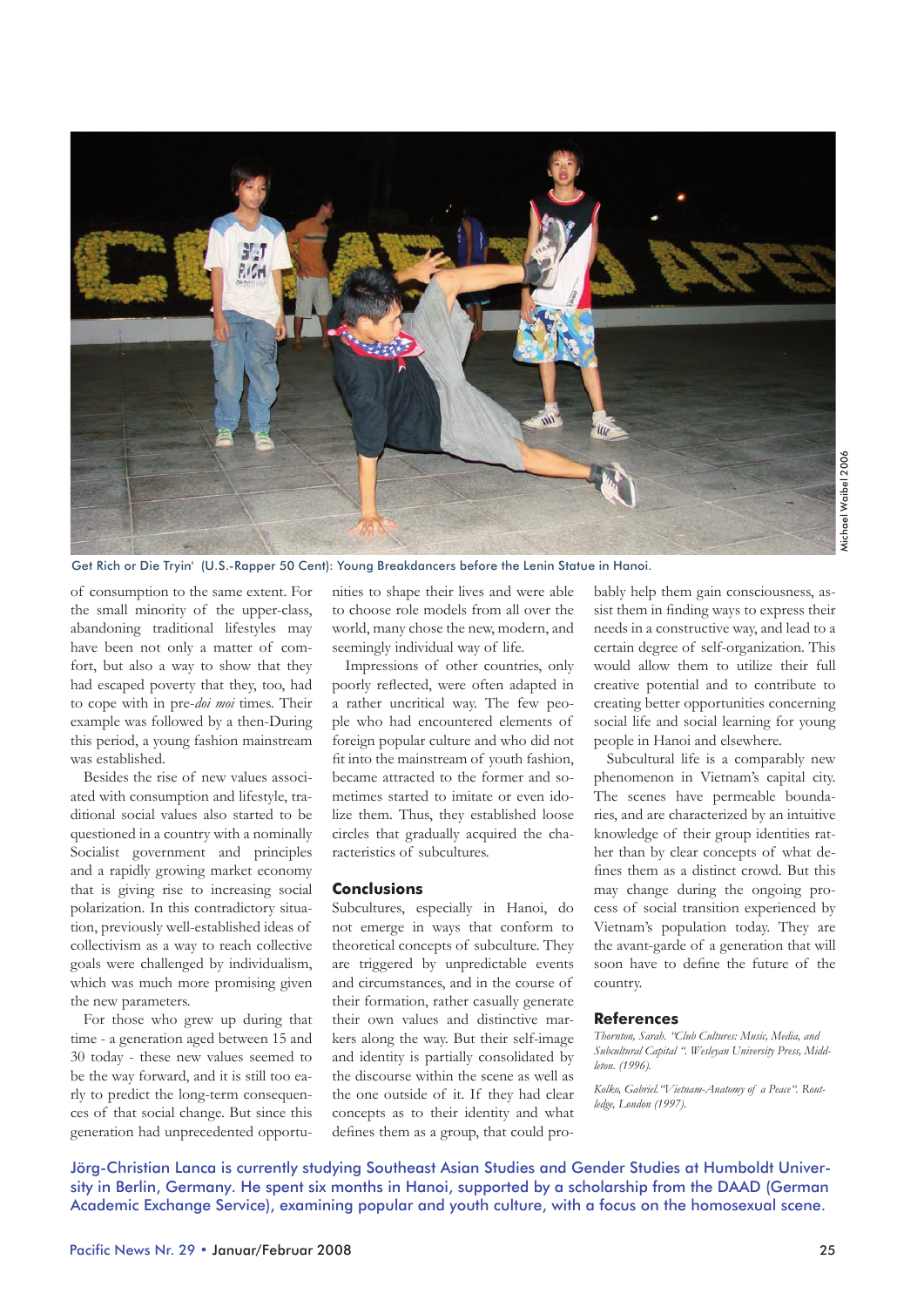Get Rich or Die Tryin' (U.S.-Rapper 50 Cent): Young Breakdancers before the Lenin Statue in Hanoi.

Michael Waibel 2006

of consumption to the same extent. For the small minority of the upper-class, abandoning traditional lifestyles may have been not only a matter of comfort, but also a way to show that they had escaped poverty that they, too, had to cope with in pre-*doi moi* times. Their example was followed by a then-During this period, a young fashion mainstream was established.

Besides the rise of new values associated with consumption and lifestyle, traditional social values also started to be questioned in a country with a nominally Socialist government and principles and a rapidly growing market economy that is giving rise to increasing social polarization. In this contradictory situation, previously well-established ideas of collectivism as a way to reach collective goals were challenged by individualism, which was much more promising given the new parameters.

For those who grew up during that time - a generation aged between 15 and 30 today - these new values seemed to be the way forward, and it is still too early to predict the long-term consequences of that social change. But since this generation had unprecedented opportunities to shape their lives and were able to choose role models from all over the world, many chose the new, modern, and seemingly individual way of life.

Impressions of other countries, only poorly reflected, were often adapted in a rather uncritical way. The few people who had encountered elements of foreign popular culture and who did not fit into the mainstream of youth fashion, became attracted to the former and sometimes started to imitate or even idolize them. Thus, they established loose circles that gradually acquired the characteristics of subcultures.

## Conclusions

Subcultures, especially in Hanoi, do not emerge in ways that conform to theoretical concepts of subculture. They are triggered by unpredictable events and circumstances, and in the course of their formation, rather casually generate their own values and distinctive markers along the way. But their self-image and identity is partially consolidated by the discourse within the scene as well as the one outside of it. If they had clear concepts as to their identity and what defines them as a group, that could probably help them gain consciousness, assist them in finding ways to express their needs in a constructive way, and lead to a certain degree of self-organization. This would allow them to utilize their full creative potential and to contribute to creating better opportunities concerning social life and social learning for young people in Hanoi and elsewhere.

Subcultural life is a comparably new phenomenon in Vietnam's capital city. The scenes have permeable boundaries, and are characterized by an intuitive knowledge of their group identities rather than by clear concepts of what defines them as a distinct crowd. But this may change during the ongoing process of social transition experienced by Vietnam's population today. They are the avant-garde of a generation that will soon have to define the future of the country.

## References

*Thornton, Sarah. "Club Cultures: Music, Media, and Subcultural Capital". Wesleyan University Press, Middleton. (1996).*

*Kolko, Gabriel. "Vietnam-Anatomy of a Peace". Routledge, London (1997).*

Jörg-Christian Lanca is currently studying Southeast Asian Studies and Gender Studies at Humboldt University in Berlin, Germany. He spent six months in Hanoi, supported by a scholarship from the DAAD (German Academic Exchange Service), examining popular and youth culture, with a focus on the homosexual scene.